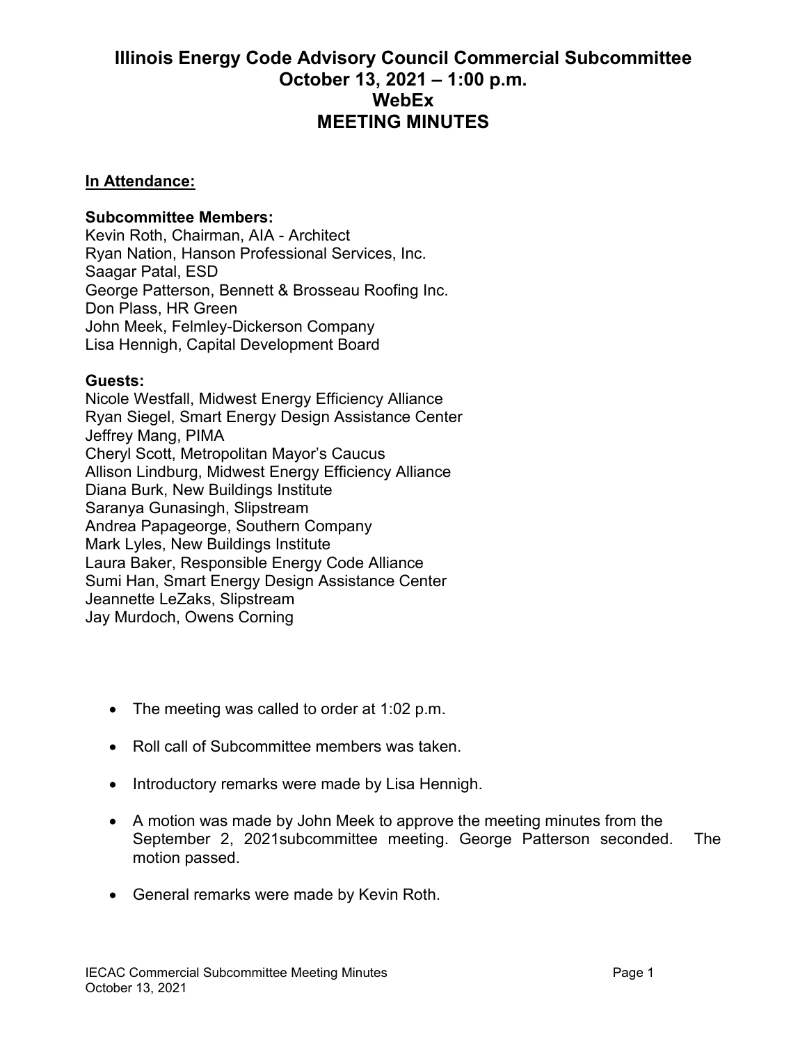# Illinois Energy Code Advisory Council Commercial Subcommittee
# October 13, 2021 – 1:00 p.m.
# WebEx
# MEETING MINUTES

**In Attendance:**

**Subcommittee Members:**
Kevin Roth, Chairman, AIA - Architect
Ryan Nation, Hanson Professional Services, Inc.
Saagar Patal, ESD
George Patterson, Bennett & Brosseau Roofing Inc.
Don Plass, HR Green
John Meek, Felmley-Dickerson Company
Lisa Hennigh, Capital Development Board

**Guests:**
Nicole Westfall, Midwest Energy Efficiency Alliance
Ryan Siegel, Smart Energy Design Assistance Center
Jeffrey Mang, PIMA
Cheryl Scott, Metropolitan Mayor's Caucus
Allison Lindburg, Midwest Energy Efficiency Alliance
Diana Burk, New Buildings Institute
Saranya Gunasingh, Slipstream
Andrea Papageorge, Southern Company
Mark Lyles, New Buildings Institute
Laura Baker, Responsible Energy Code Alliance
Sumi Han, Smart Energy Design Assistance Center
Jeannette LeZaks, Slipstream
Jay Murdoch, Owens Corning

- The meeting was called to order at 1:02 p.m.
- Roll call of Subcommittee members was taken.
- Introductory remarks were made by Lisa Hennigh.
- A motion was made by John Meek to approve the meeting minutes from the September 2, 2021subcommittee meeting. George Patterson seconded. The motion passed.
- General remarks were made by Kevin Roth.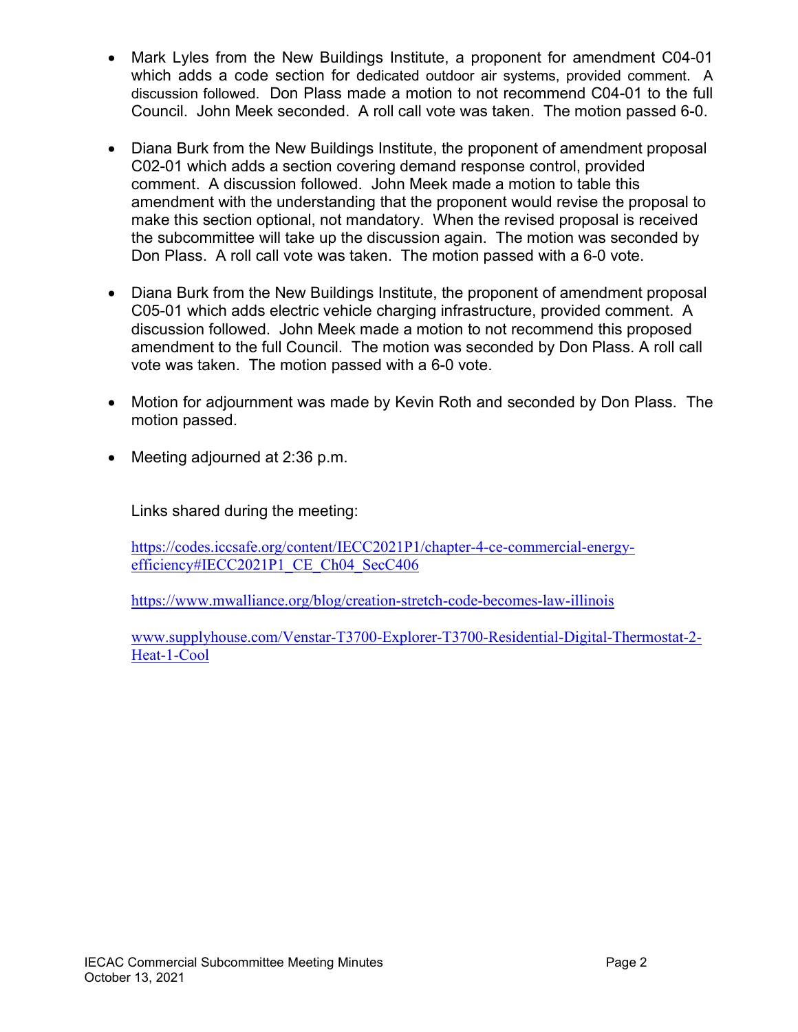- Mark Lyles from the New Buildings Institute, a proponent for amendment C04-01 which adds a code section for dedicated outdoor air systems, provided comment. A discussion followed. Don Plass made a motion to not recommend C04-01 to the full Council. John Meek seconded. A roll call vote was taken. The motion passed 6-0.

- Diana Burk from the New Buildings Institute, the proponent of amendment proposal C02-01 which adds a section covering demand response control, provided comment. A discussion followed. John Meek made a motion to table this amendment with the understanding that the proponent would revise the proposal to make this section optional, not mandatory. When the revised proposal is received the subcommittee will take up the discussion again. The motion was seconded by Don Plass. A roll call vote was taken. The motion passed with a 6-0 vote.

- Diana Burk from the New Buildings Institute, the proponent of amendment proposal C05-01 which adds electric vehicle charging infrastructure, provided comment. A discussion followed. John Meek made a motion to not recommend this proposed amendment to the full Council. The motion was seconded by Don Plass. A roll call vote was taken. The motion passed with a 6-0 vote.

- Motion for adjournment was made by Kevin Roth and seconded by Don Plass. The motion passed.

- Meeting adjourned at 2:36 p.m.

Links shared during the meeting:

https://codes.iccsafe.org/content/IECC2021P1/chapter-4-ce-commercial-energy-efficiency#IECC2021P1_CE_Ch04_SecC406

https://www.mwalliance.org/blog/creation-stretch-code-becomes-law-illinois

www.supplyhouse.com/Venstar-T3700-Explorer-T3700-Residential-Digital-Thermostat-2-Heat-1-Cool